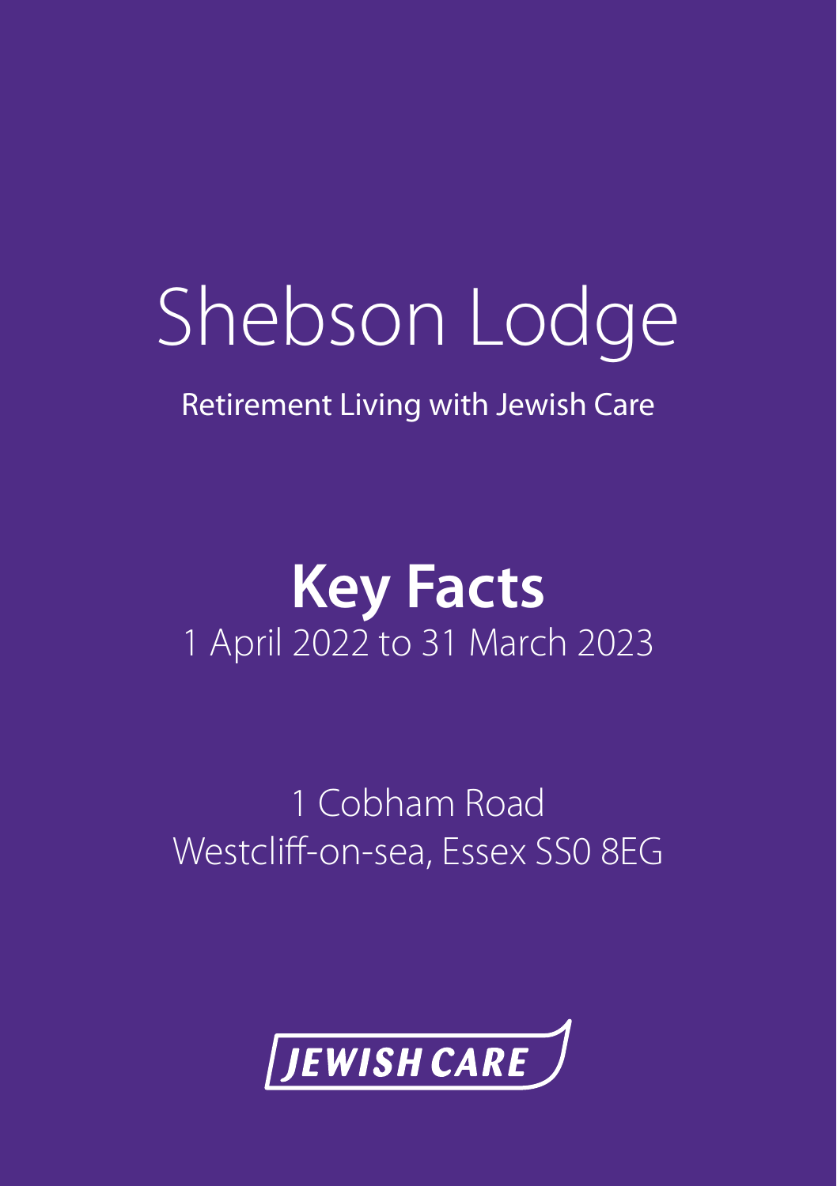# Shebson Lodge

Retirement Living with Jewish Care

## Key Facts

1 April 2022 to 31 March 2023

1 Cobham Road
Westcliff-on-sea, Essex SS0 8EG

JEWISH CARE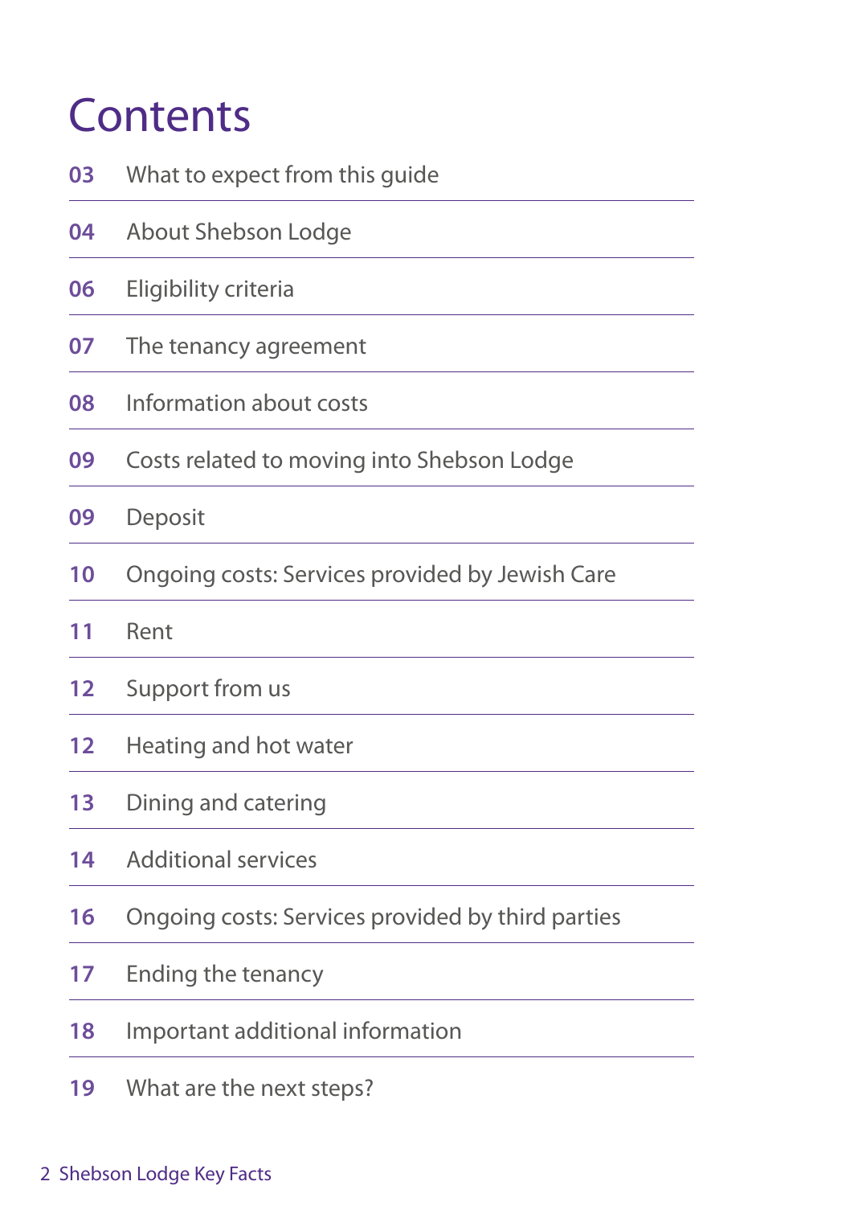# Contents

| | |
|---|---|
| 03 | What to expect from this guide |
| 04 | About Shebson Lodge |
| 06 | Eligibility criteria |
| 07 | The tenancy agreement |
| 08 | Information about costs |
| 09 | Costs related to moving into Shebson Lodge |
| 09 | Deposit |
| 10 | Ongoing costs: Services provided by Jewish Care |
| 11 | Rent |
| 12 | Support from us |
| 12 | Heating and hot water |
| 13 | Dining and catering |
| 14 | Additional services |
| 16 | Ongoing costs: Services provided by third parties |
| 17 | Ending the tenancy |
| 18 | Important additional information |
| 19 | What are the next steps? |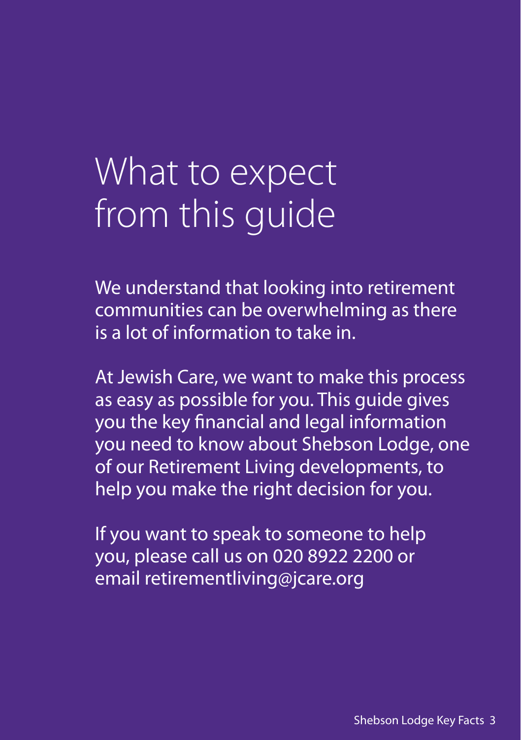# What to expect from this guide

We understand that looking into retirement communities can be overwhelming as there is a lot of information to take in.

At Jewish Care, we want to make this process as easy as possible for you. This guide gives you the key financial and legal information you need to know about Shebson Lodge, one of our Retirement Living developments, to help you make the right decision for you.

If you want to speak to someone to help you, please call us on 020 8922 2200 or email retirementliving@jcare.org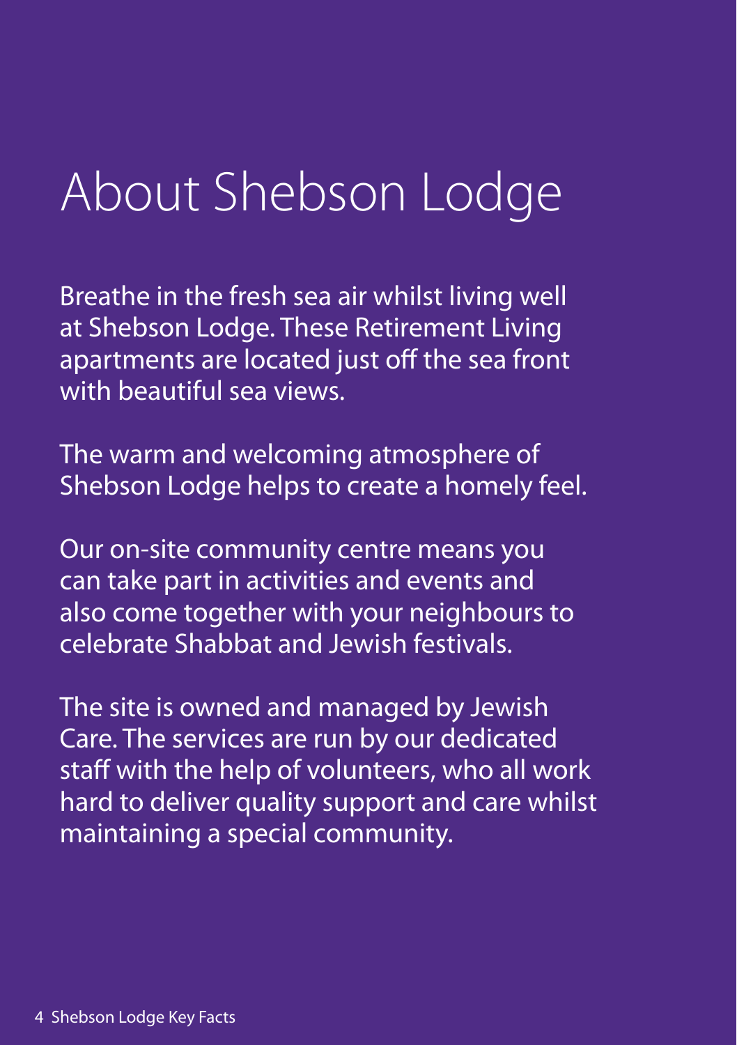# About Shebson Lodge

Breathe in the fresh sea air whilst living well at Shebson Lodge. These Retirement Living apartments are located just off the sea front with beautiful sea views.

The warm and welcoming atmosphere of Shebson Lodge helps to create a homely feel.

Our on-site community centre means you can take part in activities and events and also come together with your neighbours to celebrate Shabbat and Jewish festivals.

The site is owned and managed by Jewish Care. The services are run by our dedicated staff with the help of volunteers, who all work hard to deliver quality support and care whilst maintaining a special community.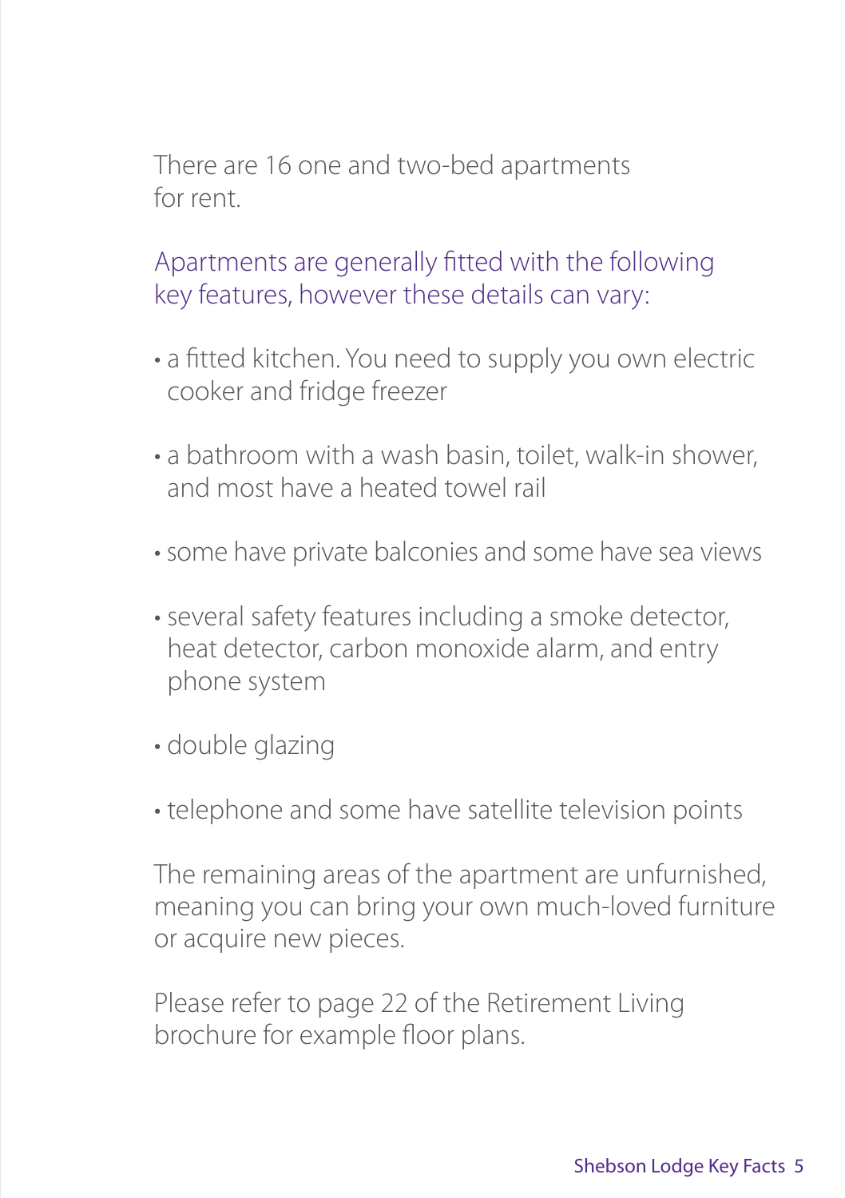There are 16 one and two-bed apartments for rent.

Apartments are generally fitted with the following key features, however these details can vary:

- a fitted kitchen. You need to supply you own electric cooker and fridge freezer
- a bathroom with a wash basin, toilet, walk-in shower, and most have a heated towel rail
- some have private balconies and some have sea views
- several safety features including a smoke detector, heat detector, carbon monoxide alarm, and entry phone system
- double glazing
- telephone and some have satellite television points

The remaining areas of the apartment are unfurnished, meaning you can bring your own much-loved furniture or acquire new pieces.

Please refer to page 22 of the Retirement Living brochure for example floor plans.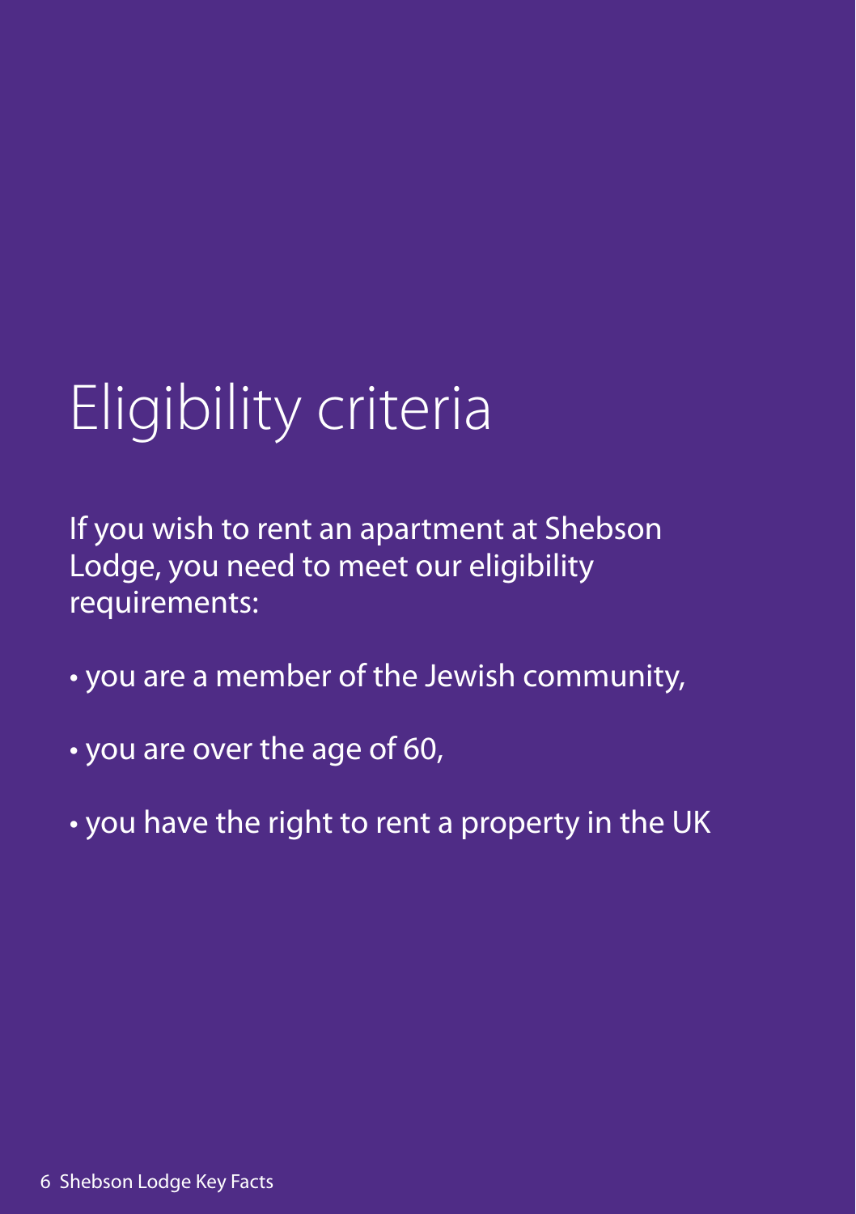# Eligibility criteria

If you wish to rent an apartment at Shebson Lodge, you need to meet our eligibility requirements:

- you are a member of the Jewish community,
- you are over the age of 60,
- you have the right to rent a property in the UK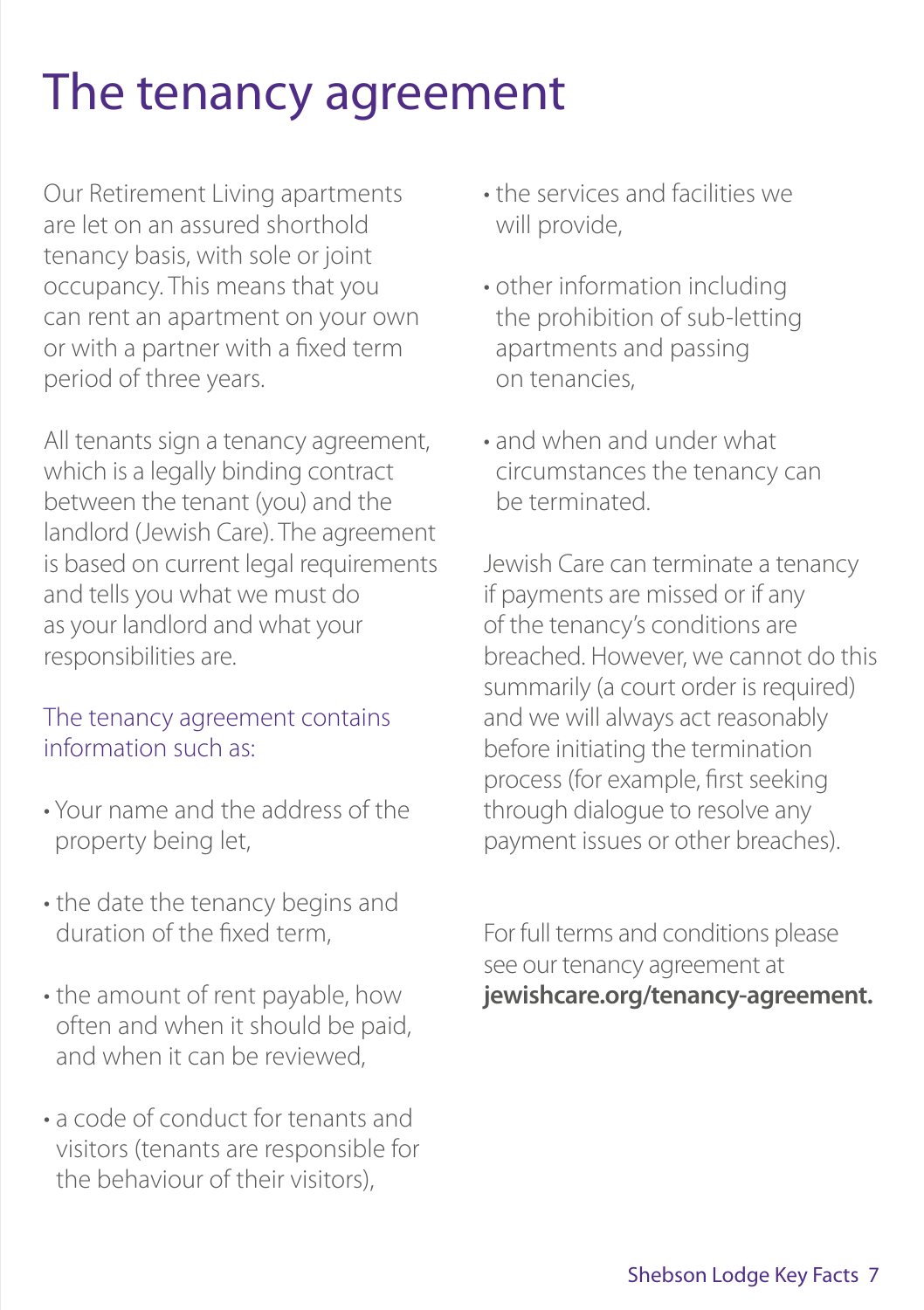# The tenancy agreement

Our Retirement Living apartments are let on an assured shorthold tenancy basis, with sole or joint occupancy. This means that you can rent an apartment on your own or with a partner with a fixed term period of three years.

All tenants sign a tenancy agreement, which is a legally binding contract between the tenant (you) and the landlord (Jewish Care). The agreement is based on current legal requirements and tells you what we must do as your landlord and what your responsibilities are.

### The tenancy agreement contains information such as:

- Your name and the address of the property being let,
- the date the tenancy begins and duration of the fixed term,
- the amount of rent payable, how often and when it should be paid, and when it can be reviewed,
- a code of conduct for tenants and visitors (tenants are responsible for the behaviour of their visitors),
- the services and facilities we will provide,
- other information including the prohibition of sub-letting apartments and passing on tenancies,
- and when and under what circumstances the tenancy can be terminated.

Jewish Care can terminate a tenancy if payments are missed or if any of the tenancy's conditions are breached. However, we cannot do this summarily (a court order is required) and we will always act reasonably before initiating the termination process (for example, first seeking through dialogue to resolve any payment issues or other breaches).

For full terms and conditions please see our tenancy agreement at **jewishcare.org/tenancy-agreement.**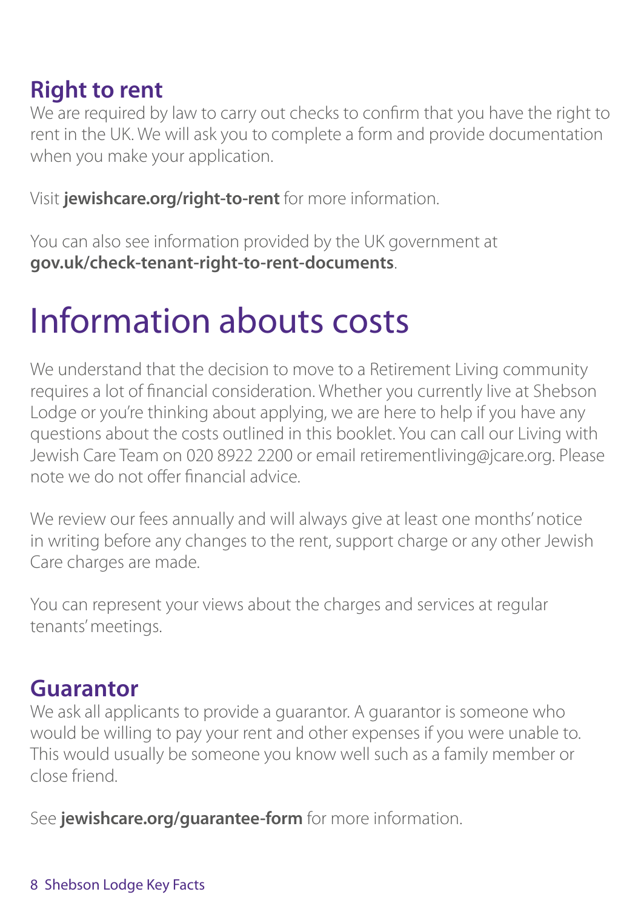## Right to rent

We are required by law to carry out checks to confirm that you have the right to rent in the UK. We will ask you to complete a form and provide documentation when you make your application.

Visit **jewishcare.org/right-to-rent** for more information.

You can also see information provided by the UK government at **gov.uk/check-tenant-right-to-rent-documents**.

# Information abouts costs

We understand that the decision to move to a Retirement Living community requires a lot of financial consideration. Whether you currently live at Shebson Lodge or you're thinking about applying, we are here to help if you have any questions about the costs outlined in this booklet. You can call our Living with Jewish Care Team on 020 8922 2200 or email retirementliving@jcare.org. Please note we do not offer financial advice.

We review our fees annually and will always give at least one months' notice in writing before any changes to the rent, support charge or any other Jewish Care charges are made.

You can represent your views about the charges and services at regular tenants' meetings.

## Guarantor

We ask all applicants to provide a guarantor. A guarantor is someone who would be willing to pay your rent and other expenses if you were unable to. This would usually be someone you know well such as a family member or close friend.

See **jewishcare.org/guarantee-form** for more information.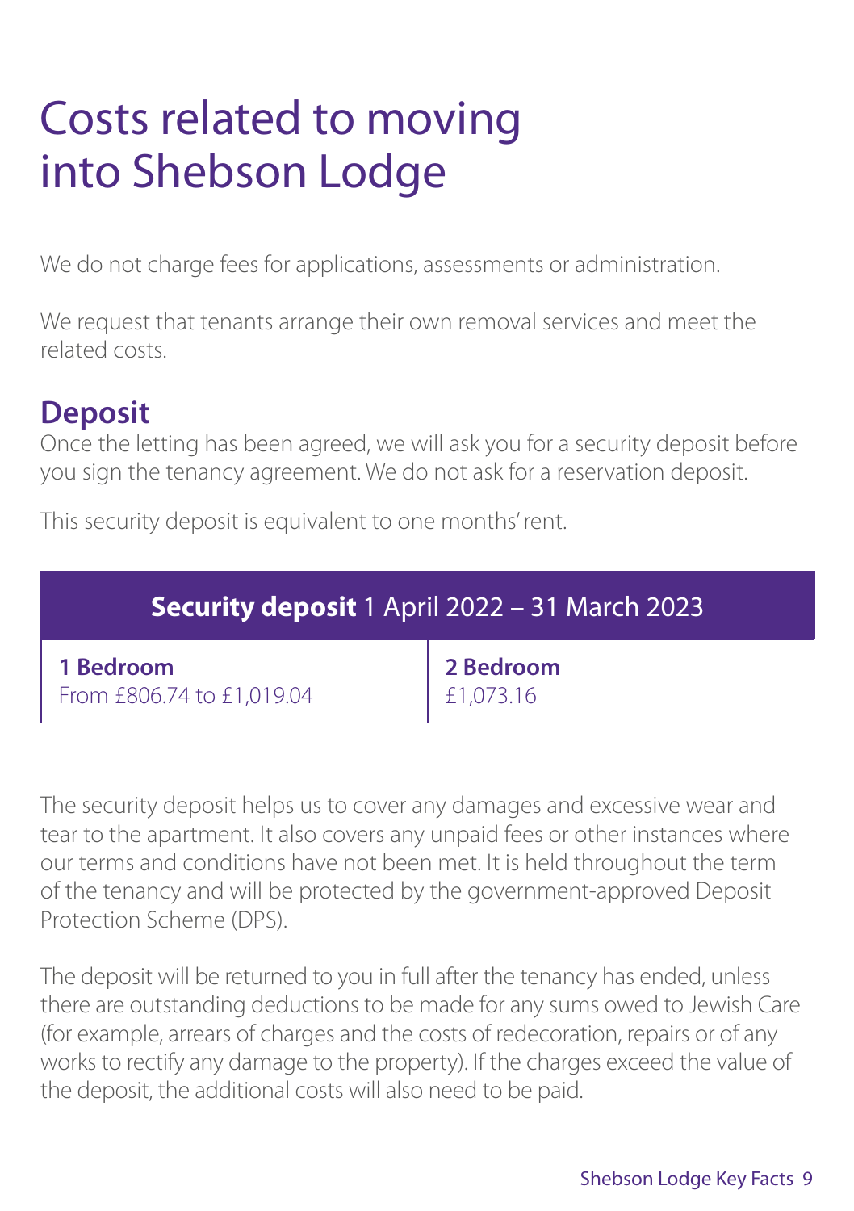# Costs related to moving into Shebson Lodge

We do not charge fees for applications, assessments or administration.

We request that tenants arrange their own removal services and meet the related costs.

## Deposit

Once the letting has been agreed, we will ask you for a security deposit before you sign the tenancy agreement. We do not ask for a reservation deposit.

This security deposit is equivalent to one months' rent.

| **Security deposit** 1 April 2022 – 31 March 2023 | |
|---|---|
| **1 Bedroom**<br>From £806.74 to £1,019.04 | **2 Bedroom**<br>£1,073.16 |

The security deposit helps us to cover any damages and excessive wear and tear to the apartment. It also covers any unpaid fees or other instances where our terms and conditions have not been met. It is held throughout the term of the tenancy and will be protected by the government-approved Deposit Protection Scheme (DPS).

The deposit will be returned to you in full after the tenancy has ended, unless there are outstanding deductions to be made for any sums owed to Jewish Care (for example, arrears of charges and the costs of redecoration, repairs or of any works to rectify any damage to the property). If the charges exceed the value of the deposit, the additional costs will also need to be paid.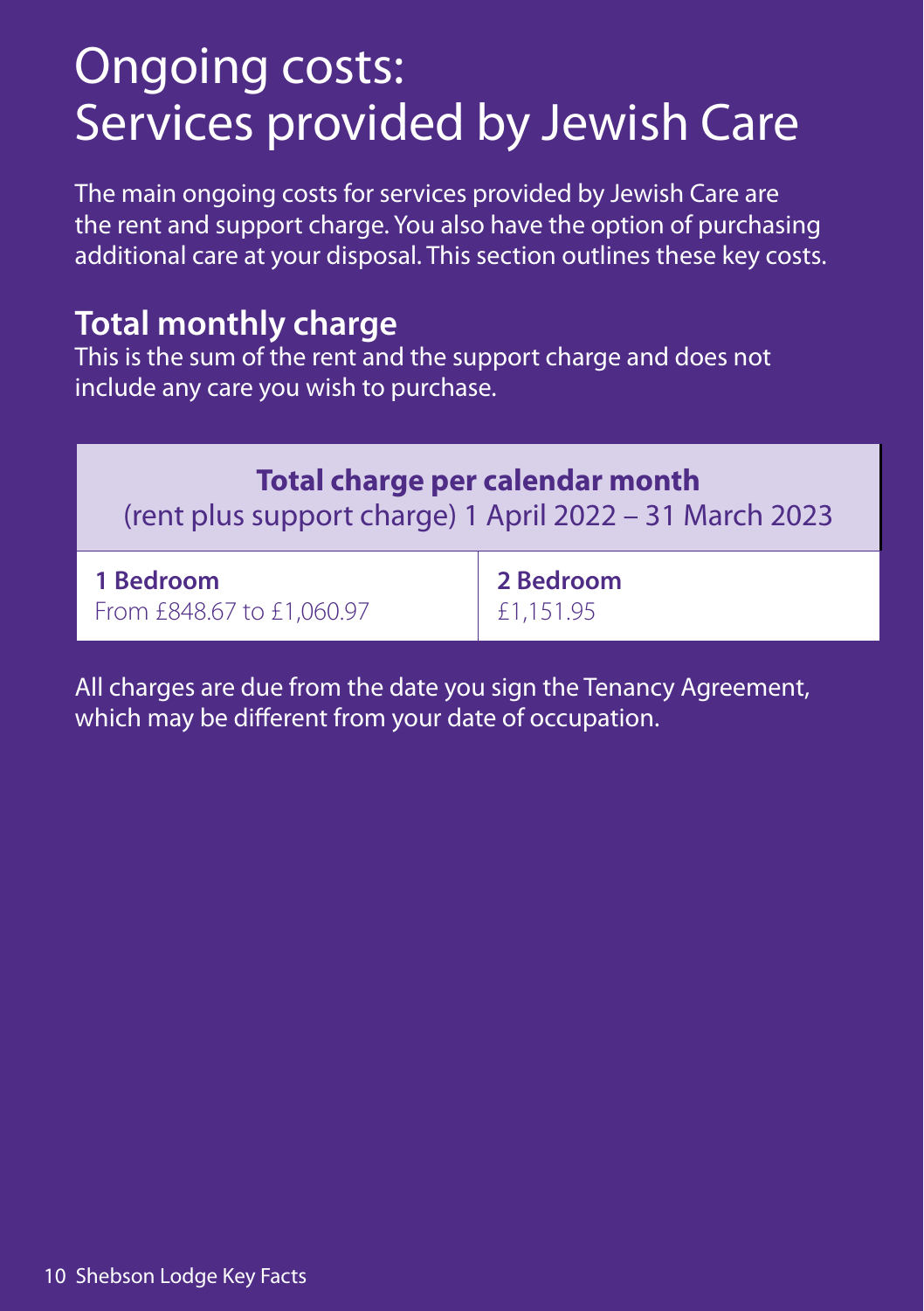# Ongoing costs: Services provided by Jewish Care

The main ongoing costs for services provided by Jewish Care are the rent and support charge. You also have the option of purchasing additional care at your disposal. This section outlines these key costs.

## Total monthly charge

This is the sum of the rent and the support charge and does not include any care you wish to purchase.

| **Total charge per calendar month** (rent plus support charge) 1 April 2022 – 31 March 2023 | |
|---|---|
| **1 Bedroom** From £848.67 to £1,060.97 | **2 Bedroom** £1,151.95 |

All charges are due from the date you sign the Tenancy Agreement, which may be different from your date of occupation.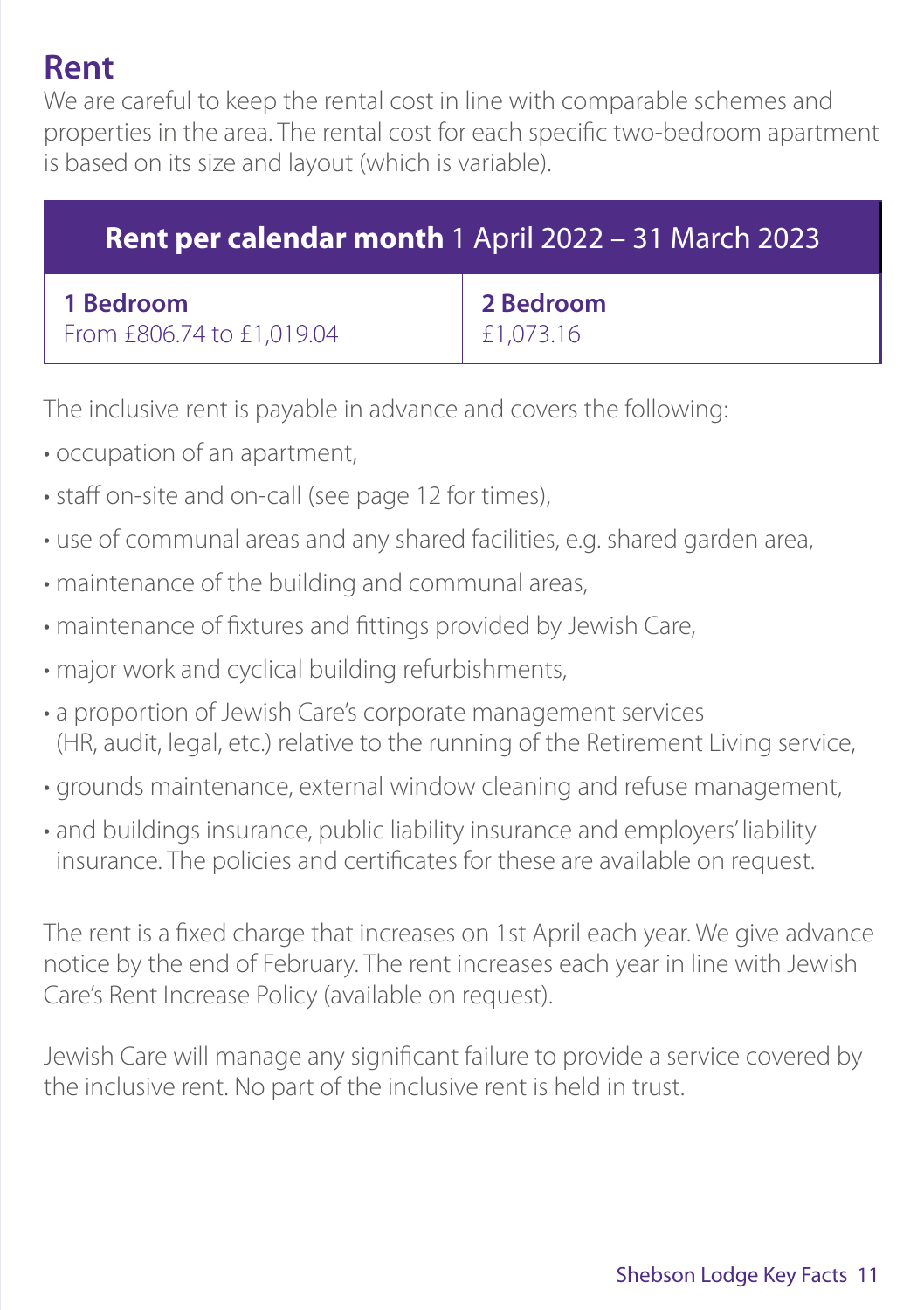## Rent

We are careful to keep the rental cost in line with comparable schemes and properties in the area. The rental cost for each specific two-bedroom apartment is based on its size and layout (which is variable).

| **Rent per calendar month** 1 April 2022 – 31 March 2023 | |
|---|---|
| **1 Bedroom**<br>From £806.74 to £1,019.04 | **2 Bedroom**<br>£1,073.16 |

The inclusive rent is payable in advance and covers the following:

- occupation of an apartment,
- staff on-site and on-call (see page 12 for times),
- use of communal areas and any shared facilities, e.g. shared garden area,
- maintenance of the building and communal areas,
- maintenance of fixtures and fittings provided by Jewish Care,
- major work and cyclical building refurbishments,
- a proportion of Jewish Care's corporate management services (HR, audit, legal, etc.) relative to the running of the Retirement Living service,
- grounds maintenance, external window cleaning and refuse management,
- and buildings insurance, public liability insurance and employers' liability insurance. The policies and certificates for these are available on request.

The rent is a fixed charge that increases on 1st April each year. We give advance notice by the end of February. The rent increases each year in line with Jewish Care's Rent Increase Policy (available on request).

Jewish Care will manage any significant failure to provide a service covered by the inclusive rent. No part of the inclusive rent is held in trust.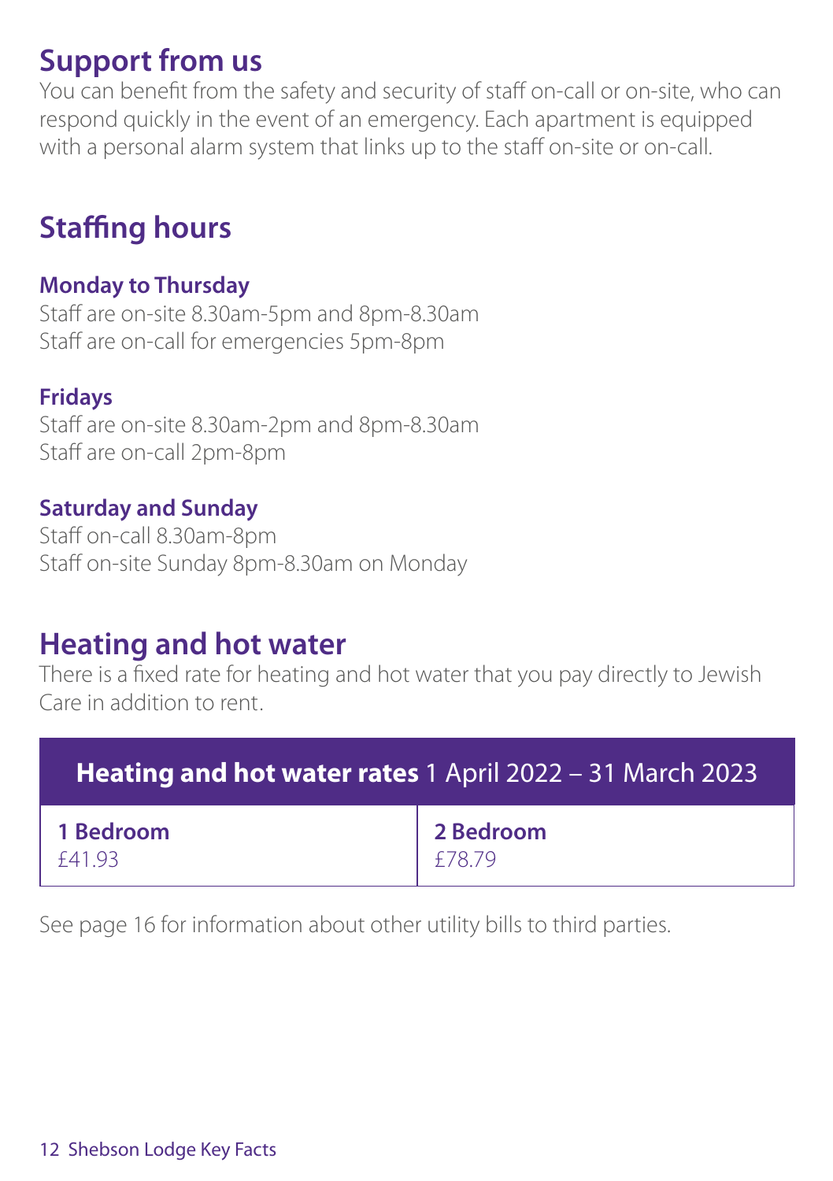## Support from us

You can benefit from the safety and security of staff on-call or on-site, who can respond quickly in the event of an emergency. Each apartment is equipped with a personal alarm system that links up to the staff on-site or on-call.

## Staffing hours

### Monday to Thursday

Staff are on-site 8.30am-5pm and 8pm-8.30am
Staff are on-call for emergencies 5pm-8pm

### Fridays

Staff are on-site 8.30am-2pm and 8pm-8.30am
Staff are on-call 2pm-8pm

### Saturday and Sunday

Staff on-call 8.30am-8pm
Staff on-site Sunday 8pm-8.30am on Monday

## Heating and hot water

There is a fixed rate for heating and hot water that you pay directly to Jewish Care in addition to rent.

| **Heating and hot water rates** 1 April 2022 – 31 March 2023 | |
|---|---|
| **1 Bedroom**<br>£41.93 | **2 Bedroom**<br>£78.79 |

See page 16 for information about other utility bills to third parties.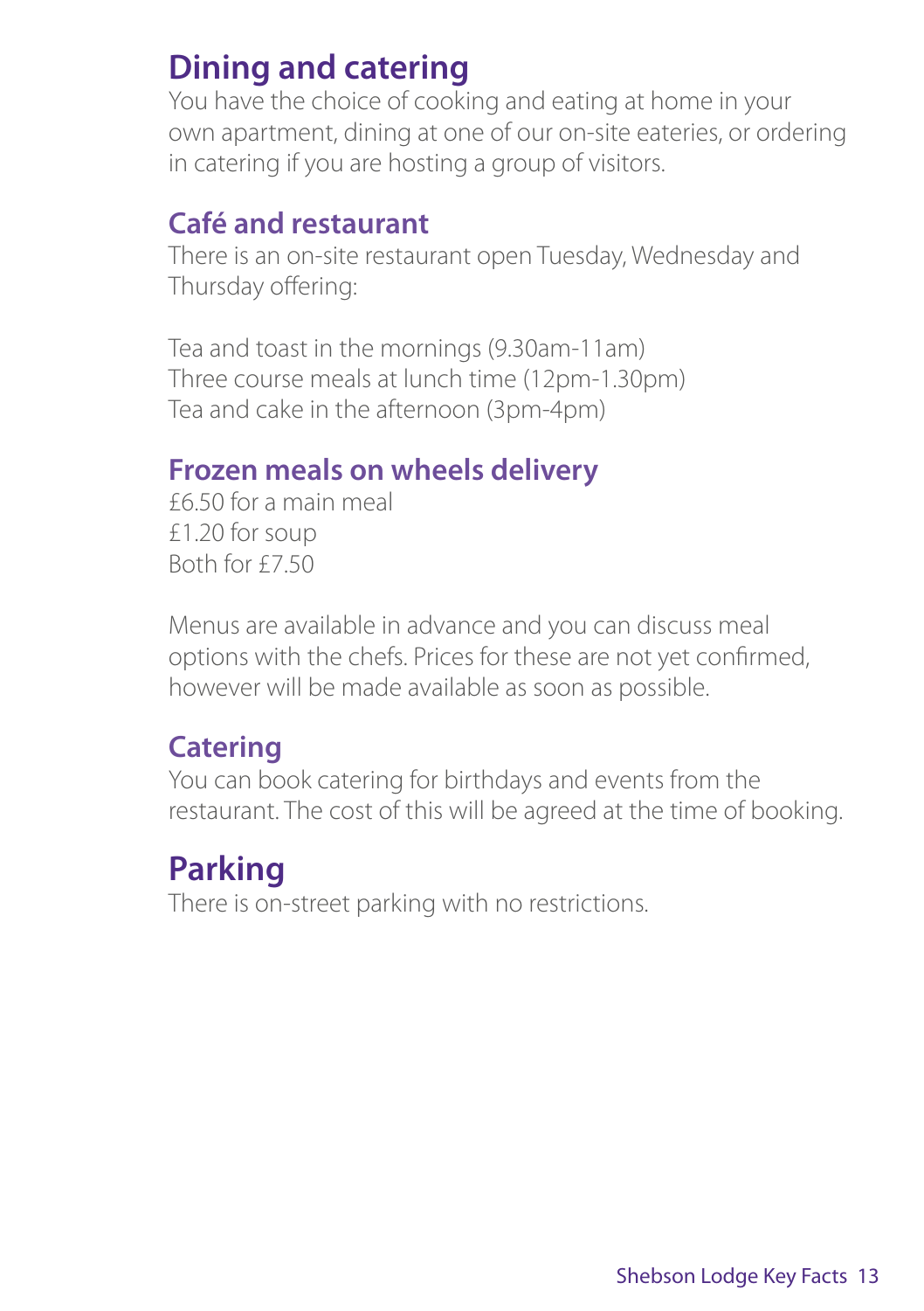# Dining and catering

You have the choice of cooking and eating at home in your own apartment, dining at one of our on-site eateries, or ordering in catering if you are hosting a group of visitors.

## Café and restaurant

There is an on-site restaurant open Tuesday, Wednesday and Thursday offering:

Tea and toast in the mornings (9.30am-11am)
Three course meals at lunch time (12pm-1.30pm)
Tea and cake in the afternoon (3pm-4pm)

## Frozen meals on wheels delivery

£6.50 for a main meal
£1.20 for soup
Both for £7.50

Menus are available in advance and you can discuss meal options with the chefs. Prices for these are not yet confirmed, however will be made available as soon as possible.

## Catering

You can book catering for birthdays and events from the restaurant. The cost of this will be agreed at the time of booking.

# Parking

There is on-street parking with no restrictions.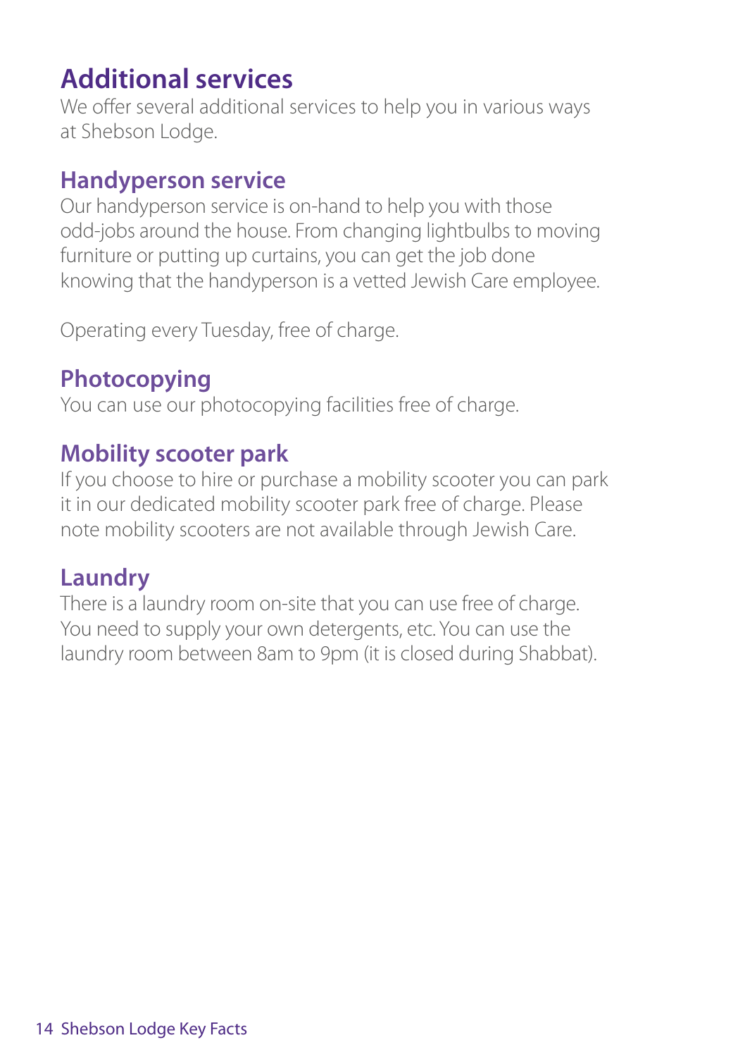# Additional services

We offer several additional services to help you in various ways at Shebson Lodge.

## Handyperson service

Our handyperson service is on-hand to help you with those odd-jobs around the house. From changing lightbulbs to moving furniture or putting up curtains, you can get the job done knowing that the handyperson is a vetted Jewish Care employee.

Operating every Tuesday, free of charge.

## Photocopying

You can use our photocopying facilities free of charge.

## Mobility scooter park

If you choose to hire or purchase a mobility scooter you can park it in our dedicated mobility scooter park free of charge. Please note mobility scooters are not available through Jewish Care.

## Laundry

There is a laundry room on-site that you can use free of charge. You need to supply your own detergents, etc. You can use the laundry room between 8am to 9pm (it is closed during Shabbat).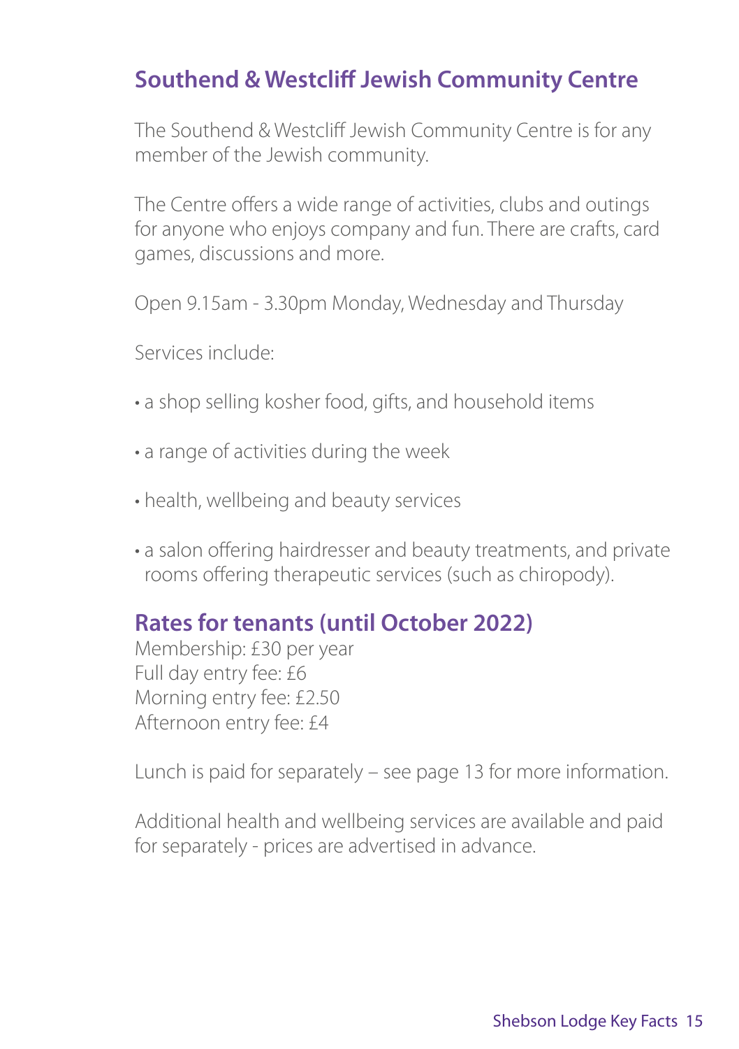## Southend & Westcliff Jewish Community Centre

The Southend & Westcliff Jewish Community Centre is for any member of the Jewish community.

The Centre offers a wide range of activities, clubs and outings for anyone who enjoys company and fun. There are crafts, card games, discussions and more.

Open 9.15am - 3.30pm Monday, Wednesday and Thursday

Services include:

- a shop selling kosher food, gifts, and household items
- a range of activities during the week
- health, wellbeing and beauty services
- a salon offering hairdresser and beauty treatments, and private rooms offering therapeutic services (such as chiropody).

## Rates for tenants (until October 2022)

Membership: £30 per year
Full day entry fee: £6
Morning entry fee: £2.50
Afternoon entry fee: £4

Lunch is paid for separately – see page 13 for more information.

Additional health and wellbeing services are available and paid for separately - prices are advertised in advance.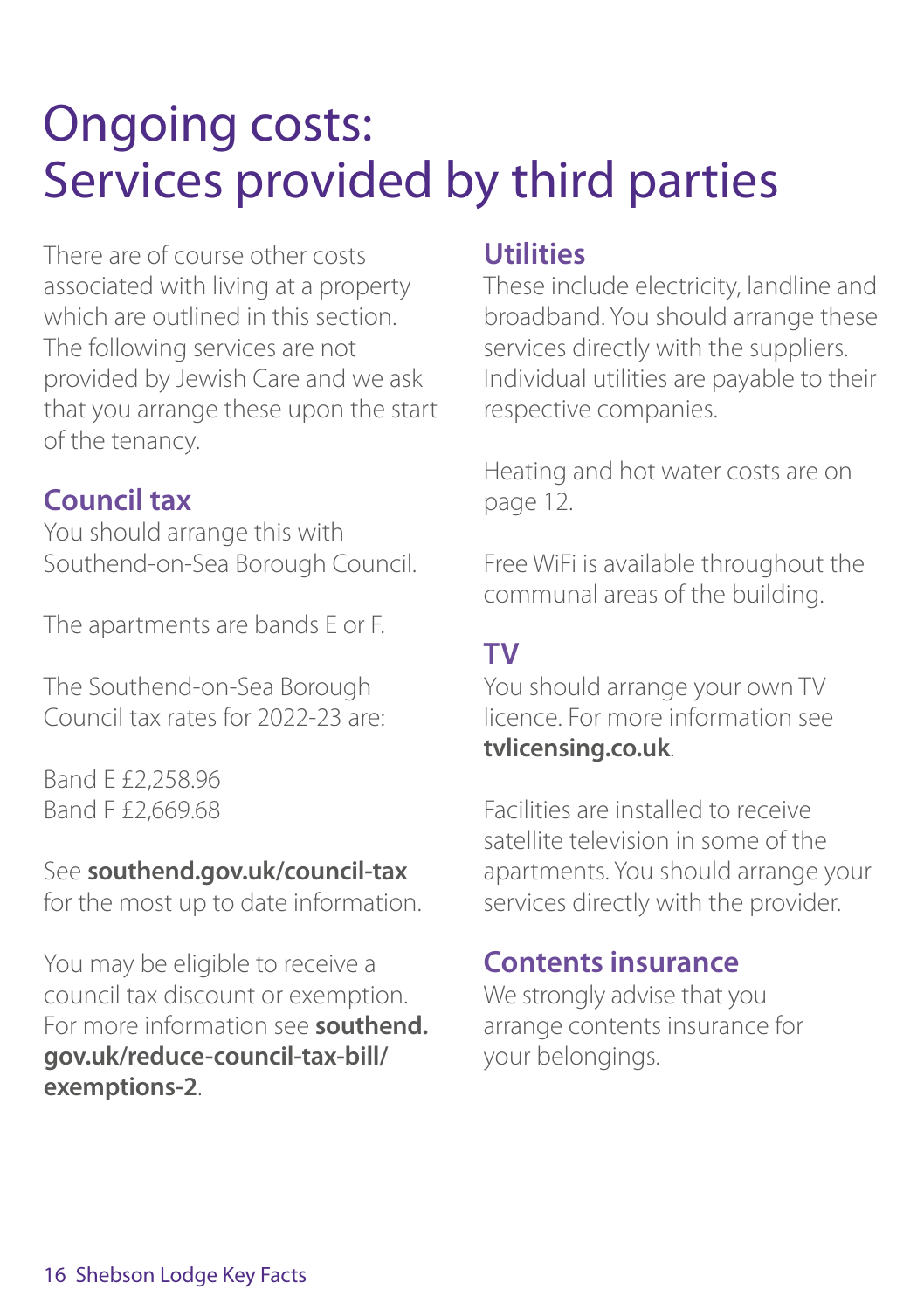# Ongoing costs: Services provided by third parties

There are of course other costs associated with living at a property which are outlined in this section. The following services are not provided by Jewish Care and we ask that you arrange these upon the start of the tenancy.

## Council tax

You should arrange this with Southend-on-Sea Borough Council.

The apartments are bands E or F.

The Southend-on-Sea Borough Council tax rates for 2022-23 are:

Band E £2,258.96
Band F £2,669.68

See **southend.gov.uk/council-tax** for the most up to date information.

You may be eligible to receive a council tax discount or exemption. For more information see **southend.gov.uk/reduce-council-tax-bill/exemptions-2**.

## Utilities

These include electricity, landline and broadband. You should arrange these services directly with the suppliers. Individual utilities are payable to their respective companies.

Heating and hot water costs are on page 12.

Free WiFi is available throughout the communal areas of the building.

## TV

You should arrange your own TV licence. For more information see **tvlicensing.co.uk**.

Facilities are installed to receive satellite television in some of the apartments. You should arrange your services directly with the provider.

## Contents insurance

We strongly advise that you arrange contents insurance for your belongings.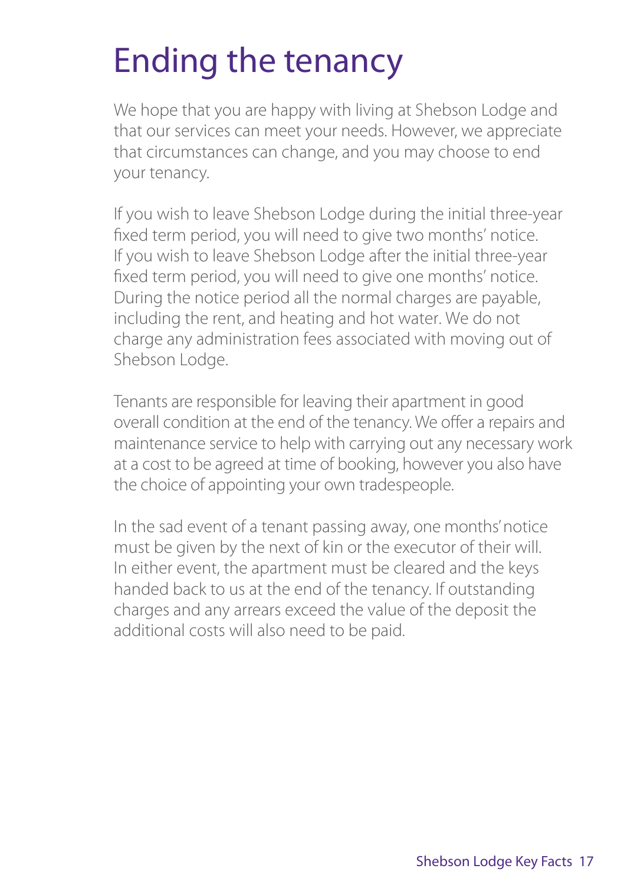# Ending the tenancy

We hope that you are happy with living at Shebson Lodge and that our services can meet your needs. However, we appreciate that circumstances can change, and you may choose to end your tenancy.

If you wish to leave Shebson Lodge during the initial three-year fixed term period, you will need to give two months' notice. If you wish to leave Shebson Lodge after the initial three-year fixed term period, you will need to give one months' notice. During the notice period all the normal charges are payable, including the rent, and heating and hot water. We do not charge any administration fees associated with moving out of Shebson Lodge.

Tenants are responsible for leaving their apartment in good overall condition at the end of the tenancy. We offer a repairs and maintenance service to help with carrying out any necessary work at a cost to be agreed at time of booking, however you also have the choice of appointing your own tradespeople.

In the sad event of a tenant passing away, one months' notice must be given by the next of kin or the executor of their will. In either event, the apartment must be cleared and the keys handed back to us at the end of the tenancy. If outstanding charges and any arrears exceed the value of the deposit the additional costs will also need to be paid.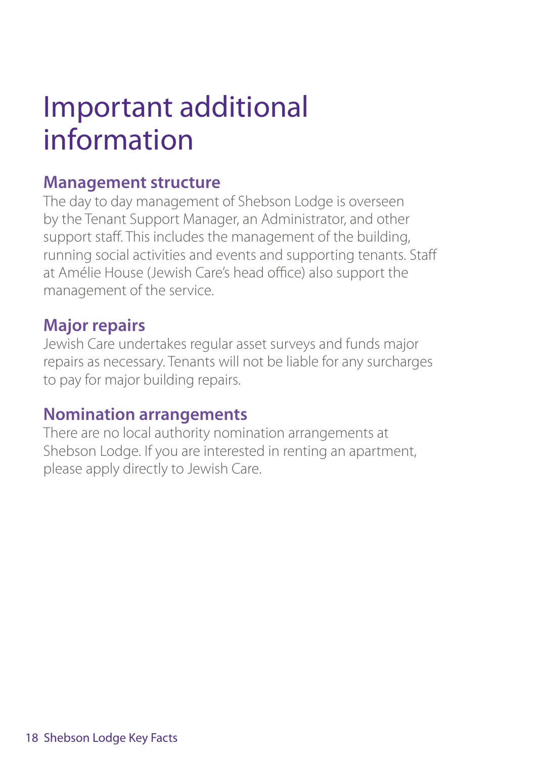# Important additional information

## Management structure

The day to day management of Shebson Lodge is overseen by the Tenant Support Manager, an Administrator, and other support staff. This includes the management of the building, running social activities and events and supporting tenants. Staff at Amélie House (Jewish Care's head office) also support the management of the service.

## Major repairs

Jewish Care undertakes regular asset surveys and funds major repairs as necessary. Tenants will not be liable for any surcharges to pay for major building repairs.

## Nomination arrangements

There are no local authority nomination arrangements at Shebson Lodge. If you are interested in renting an apartment, please apply directly to Jewish Care.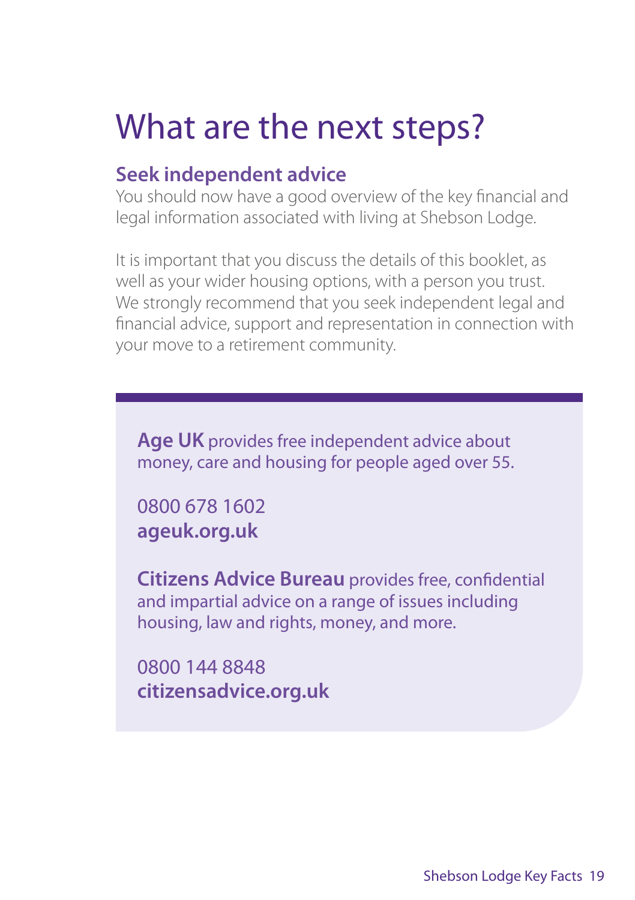# What are the next steps?

## Seek independent advice

You should now have a good overview of the key financial and legal information associated with living at Shebson Lodge.

It is important that you discuss the details of this booklet, as well as your wider housing options, with a person you trust. We strongly recommend that you seek independent legal and financial advice, support and representation in connection with your move to a retirement community.

**Age UK** provides free independent advice about money, care and housing for people aged over 55.

0800 678 1602
**ageuk.org.uk**

**Citizens Advice Bureau** provides free, confidential and impartial advice on a range of issues including housing, law and rights, money, and more.

0800 144 8848
**citizensadvice.org.uk**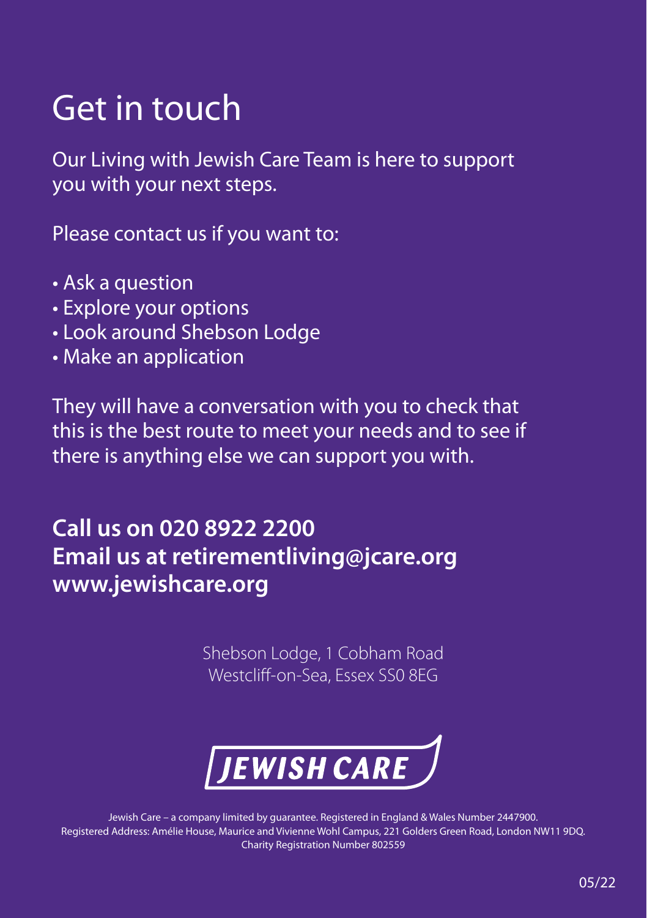# Get in touch

Our Living with Jewish Care Team is here to support you with your next steps.

Please contact us if you want to:

- Ask a question
- Explore your options
- Look around Shebson Lodge
- Make an application

They will have a conversation with you to check that this is the best route to meet your needs and to see if there is anything else we can support you with.

**Call us on 020 8922 2200**
**Email us at retirementliving@jcare.org**
**www.jewishcare.org**

Shebson Lodge, 1 Cobham Road
Westcliff-on-Sea, Essex SS0 8EG

JEWISH CARE

Jewish Care – a company limited by guarantee. Registered in England & Wales Number 2447900.
Registered Address: Amélie House, Maurice and Vivienne Wohl Campus, 221 Golders Green Road, London NW11 9DQ.
Charity Registration Number 802559

05/22